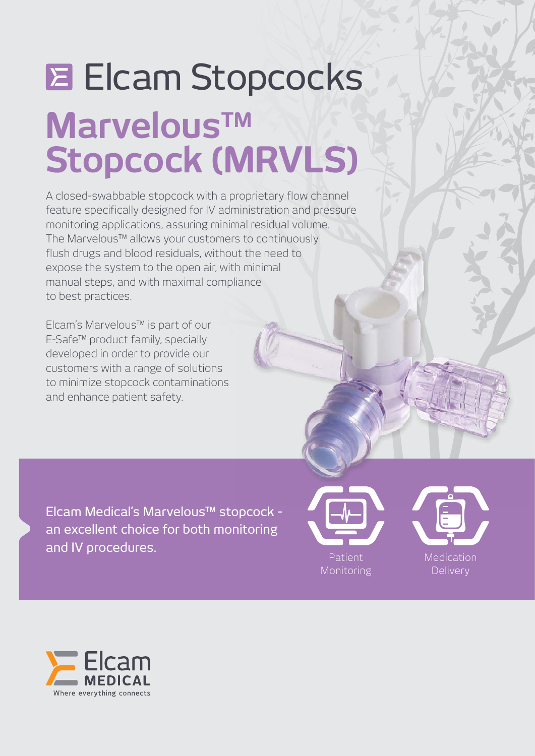# Elcam Stopcocks

# Marvelous™ Stopcock (MRVLS)

A closed-swabbable stopcock with a proprietary flow channel feature specifically designed for IV administration and pressure monitoring applications, assuring minimal residual volume. The Marvelous™ allows your customers to continuously flush drugs and blood residuals, without the need to expose the system to the open air, with minimal manual steps, and with maximal compliance to best practices.

Elcam's Marvelous™ is part of our E-Safe™ product family, specially developed in order to provide our customers with a range of solutions to minimize stopcock contaminations and enhance patient safety.

Elcam Medical's Marvelous™ stopcock - an excellent choice for both monitoring and IV procedures.

Patient Monitoring

Medication Delivery

Elcam MEDICAL

Where everything connects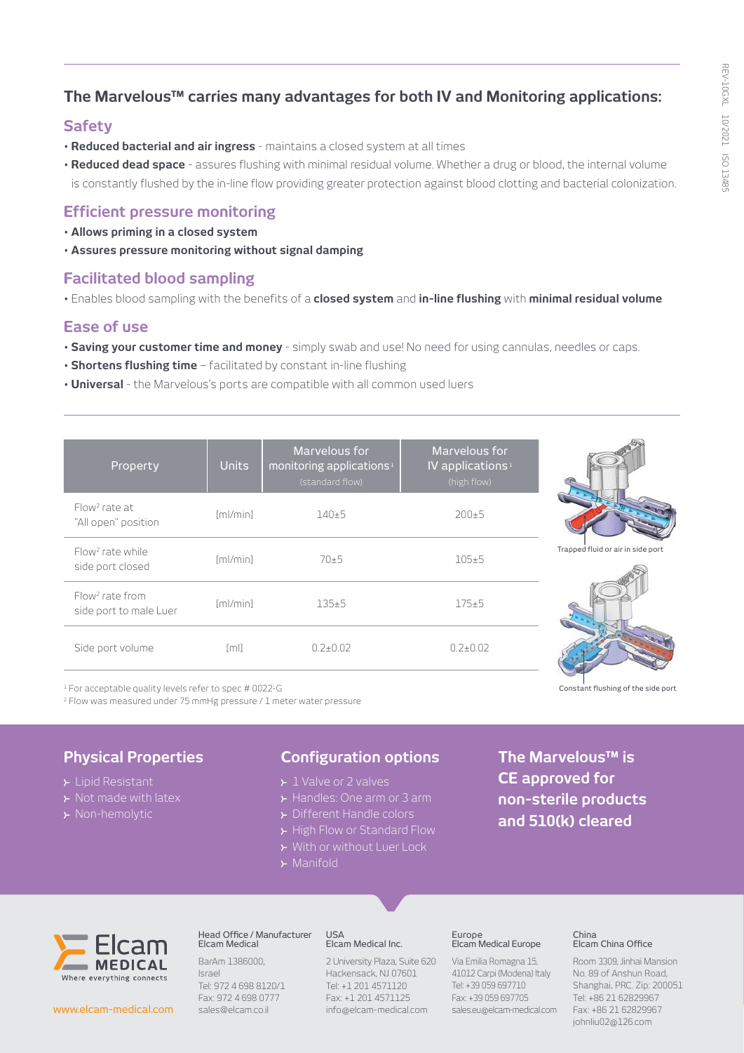## The Marvelous™ carries many advantages for both IV and Monitoring applications:

### Safety

- **Reduced bacterial and air ingress** - maintains a closed system at all times
- **Reduced dead space** - assures flushing with minimal residual volume. Whether a drug or blood, the internal volume is constantly flushed by the in-line flow providing greater protection against blood clotting and bacterial colonization.

### Efficient pressure monitoring

- **Allows priming in a closed system**
- **Assures pressure monitoring without signal damping**

### Facilitated blood sampling

- Enables blood sampling with the benefits of a **closed system** and **in-line flushing** with **minimal residual volume**

### Ease of use

- **Saving your customer time and money** - simply swab and use! No need for using cannulas, needles or caps.
- **Shortens flushing time** – facilitated by constant in-line flushing
- **Universal** - the Marvelous's ports are compatible with all common used luers

| Property | Units | Marvelous for monitoring applications[1] (standard flow) | Marvelous for IV applications[1] (high flow) |
|---|---|---|---|
| Flow[2] rate at "All open" position | [ml/min] | 140±5 | 200±5 |
| Flow[2] rate while side port closed | [ml/min] | 70±5 | 105±5 |
| Flow[2] rate from side port to male Luer | [ml/min] | 135±5 | 175±5 |
| Side port volume | [ml] | 0.2±0.02 | 0.2±0.02 |

Trapped fluid or air in side port

Constant flushing of the side port

[1] For acceptable quality levels refer to spec # 0022-G

[2] Flow was measured under 75 mmHg pressure / 1 meter water pressure

### Physical Properties

- Lipid Resistant
- Not made with latex
- Non-hemolytic

### Configuration options

- 1 Valve or 2 valves
- Handles: One arm or 3 arm
- Different Handle colors
- High Flow or Standard Flow
- With or without Luer Lock
- Manifold

**The Marvelous™ is CE approved for non-sterile products and 510(k) cleared**

Elcam MEDICAL
Where everything connects

www.elcam-medical.com

**Head Office / Manufacturer**
Elcam Medical
BarAm 1386000,
Israel
Tel: 972 4 698 8120/1
Fax: 972 4 698 0777
sales@elcam.co.il

**USA**
Elcam Medical Inc.
2 University Plaza, Suite 620
Hackensack, NJ 07601
Tel: +1 201 4571120
Fax: +1 201 4571125
info@elcam-medical.com

**Europe**
Elcam Medical Europe
Via Emilia Romagna 15,
41012 Carpi (Modena) Italy
Tel: +39 059 697710
Fax: +39 059 697705
sales.eu@elcam-medical.com

**China**
Elcam China Office
Room 3309, Jinhai Mansion
No. 89 of Anshun Road,
Shanghai, PRC. Zip: 200051
Tel: +86 21 62829967
Fax: +86 21 62829967
johnliu02@126.com